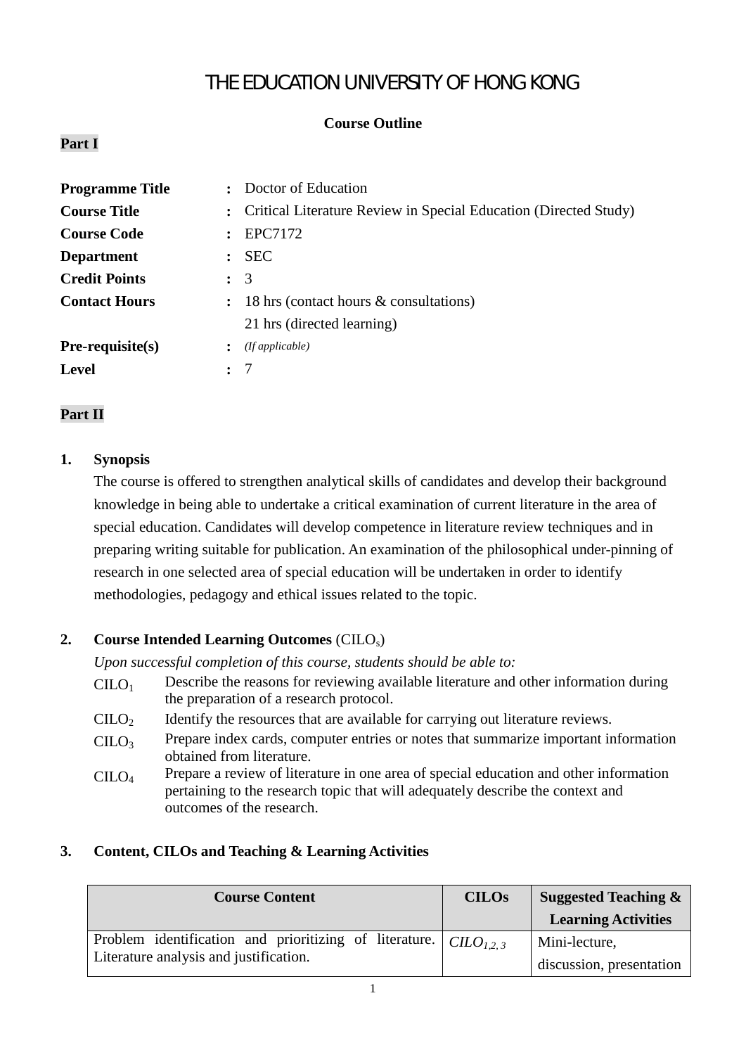# THE EDUCATION UNIVERSITY OF HONG KONG

**Course Outline**

**Part I**

| | | |
|---|---|---|
| **Programme Title** | : | Doctor of Education |
| **Course Title** | : | Critical Literature Review in Special Education (Directed Study) |
| **Course Code** | : | EPC7172 |
| **Department** | : | SEC |
| **Credit Points** | : | 3 |
| **Contact Hours** | : | 18 hrs (contact hours & consultations)<br>21 hrs (directed learning) |
| **Pre-requisite(s)** | : | *(If applicable)* |
| **Level** | : | 7 |

**Part II**

## 1. Synopsis

The course is offered to strengthen analytical skills of candidates and develop their background knowledge in being able to undertake a critical examination of current literature in the area of special education. Candidates will develop competence in literature review techniques and in preparing writing suitable for publication. An examination of the philosophical under-pinning of research in one selected area of special education will be undertaken in order to identify methodologies, pedagogy and ethical issues related to the topic.

## 2. Course Intended Learning Outcomes (CILO$_s$)

*Upon successful completion of this course, students should be able to:*

| | |
|---|---|
| CILO$_1$ | Describe the reasons for reviewing available literature and other information during the preparation of a research protocol. |
| CILO$_2$ | Identify the resources that are available for carrying out literature reviews. |
| CILO$_3$ | Prepare index cards, computer entries or notes that summarize important information obtained from literature. |
| CILO$_4$ | Prepare a review of literature in one area of special education and other information pertaining to the research topic that will adequately describe the context and outcomes of the research. |

## 3. Content, CILOs and Teaching & Learning Activities

| Course Content | CILOs | Suggested Teaching & Learning Activities |
|---|---|---|
| Problem identification and prioritizing of literature. Literature analysis and justification. | *CILO$_{1,2,3}$* | Mini-lecture, discussion, presentation |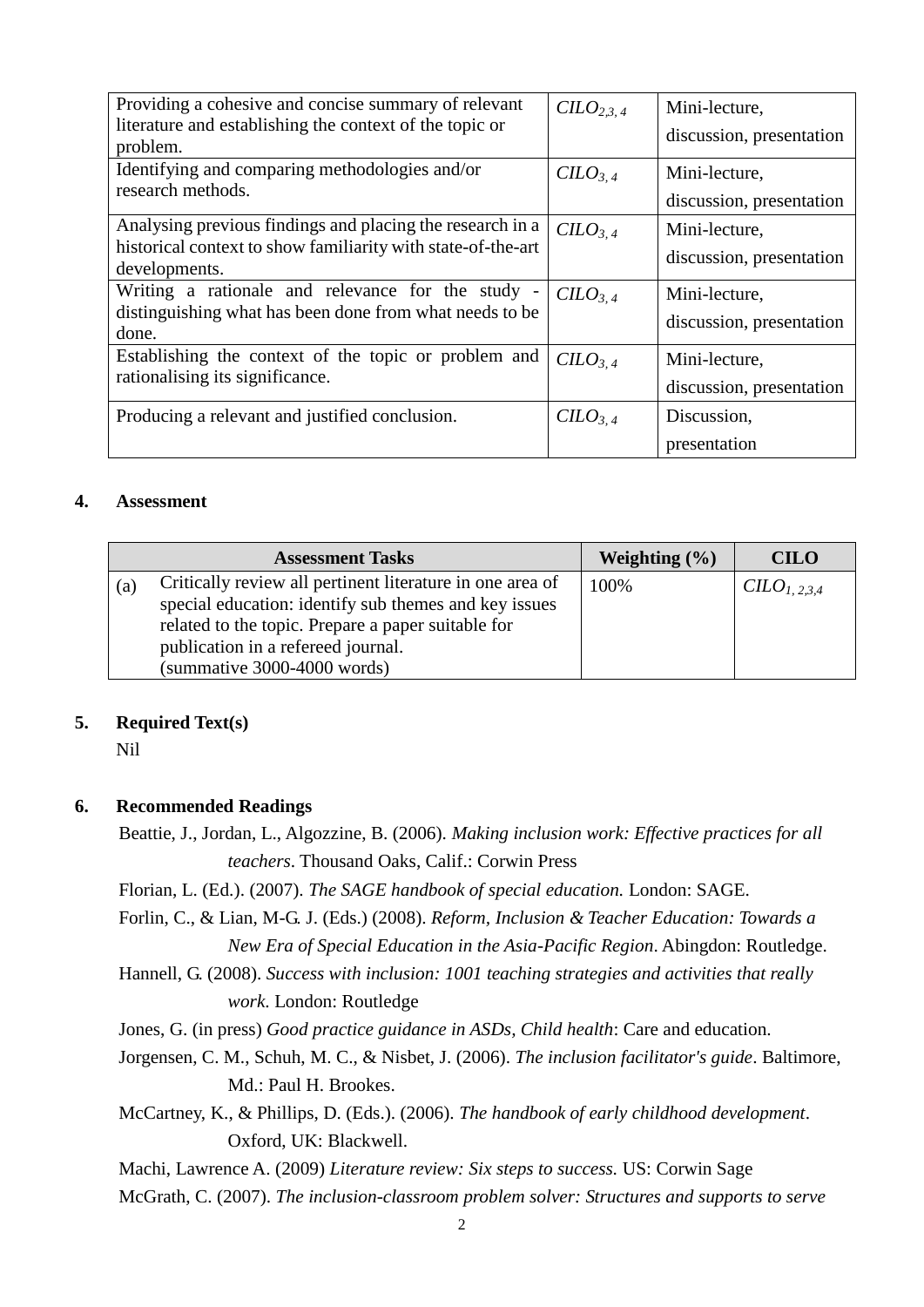| | | |
|---|---|---|
| Providing a cohesive and concise summary of relevant literature and establishing the context of the topic or problem. | $CILO_{2,3,4}$ | Mini-lecture, discussion, presentation |
| Identifying and comparing methodologies and/or research methods. | $CILO_{3,4}$ | Mini-lecture, discussion, presentation |
| Analysing previous findings and placing the research in a historical context to show familiarity with state-of-the-art developments. | $CILO_{3,4}$ | Mini-lecture, discussion, presentation |
| Writing a rationale and relevance for the study - distinguishing what has been done from what needs to be done. | $CILO_{3,4}$ | Mini-lecture, discussion, presentation |
| Establishing the context of the topic or problem and rationalising its significance. | $CILO_{3,4}$ | Mini-lecture, discussion, presentation |
| Producing a relevant and justified conclusion. | $CILO_{3,4}$ | Discussion, presentation |

## 4. Assessment

| Assessment Tasks | Weighting (%) | CILO |
|---|---|---|
| (a) Critically review all pertinent literature in one area of special education: identify sub themes and key issues related to the topic. Prepare a paper suitable for publication in a refereed journal. (summative 3000-4000 words) | 100% | $CILO_{1,2,3,4}$ |

## 5. Required Text(s)

Nil

## 6. Recommended Readings

Beattie, J., Jordan, L., Algozzine, B. (2006). *Making inclusion work: Effective practices for all teachers*. Thousand Oaks, Calif.: Corwin Press

Florian, L. (Ed.). (2007). *The SAGE handbook of special education.* London: SAGE.

Forlin, C., & Lian, M-G. J. (Eds.) (2008). *Reform, Inclusion & Teacher Education: Towards a New Era of Special Education in the Asia-Pacific Region*. Abingdon: Routledge.

Hannell, G. (2008). *Success with inclusion: 1001 teaching strategies and activities that really work*. London: Routledge

Jones, G. (in press) *Good practice guidance in ASDs, Child health*: Care and education.

Jorgensen, C. M., Schuh, M. C., & Nisbet, J. (2006). *The inclusion facilitator's guide*. Baltimore, Md.: Paul H. Brookes.

McCartney, K., & Phillips, D. (Eds.). (2006). *The handbook of early childhood development*. Oxford, UK: Blackwell.

Machi, Lawrence A. (2009) *Literature review: Six steps to success.* US: Corwin Sage

McGrath, C. (2007). *The inclusion-classroom problem solver: Structures and supports to serve*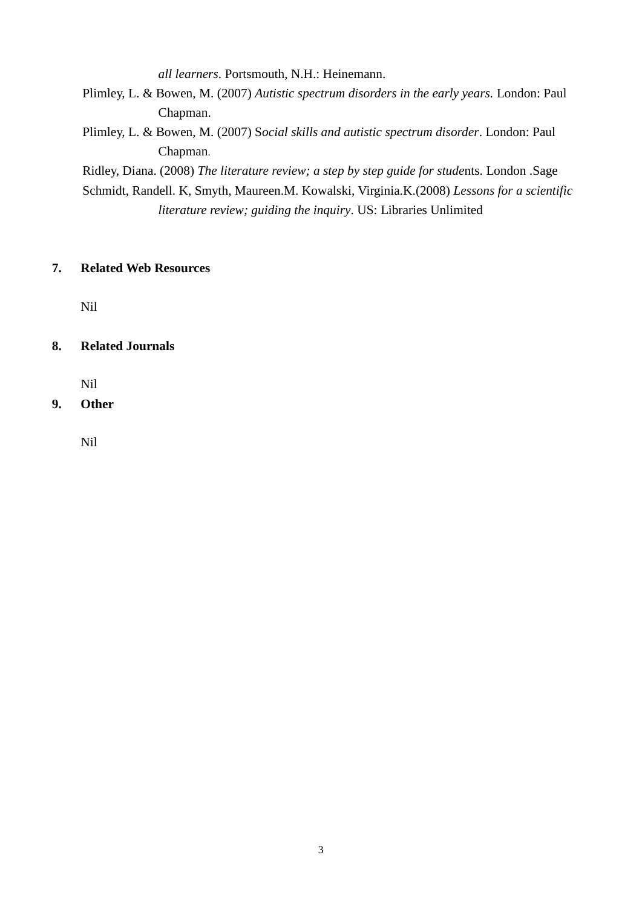*all learners*. Portsmouth, N.H.: Heinemann.

Plimley, L. & Bowen, M. (2007) *Autistic spectrum disorders in the early years.* London: Paul Chapman.

Plimley, L. & Bowen, M. (2007) S*ocial skills and autistic spectrum disorder*. London: Paul Chapman.

Ridley, Diana. (2008) *The literature review; a step by step guide for stude*nts. London .Sage

Schmidt, Randell. K, Smyth, Maureen.M. Kowalski, Virginia.K.(2008) *Lessons for a scientific literature review; guiding the inquiry*. US: Libraries Unlimited

**7. Related Web Resources**

Nil

**8. Related Journals**

Nil

**9. Other**

Nil